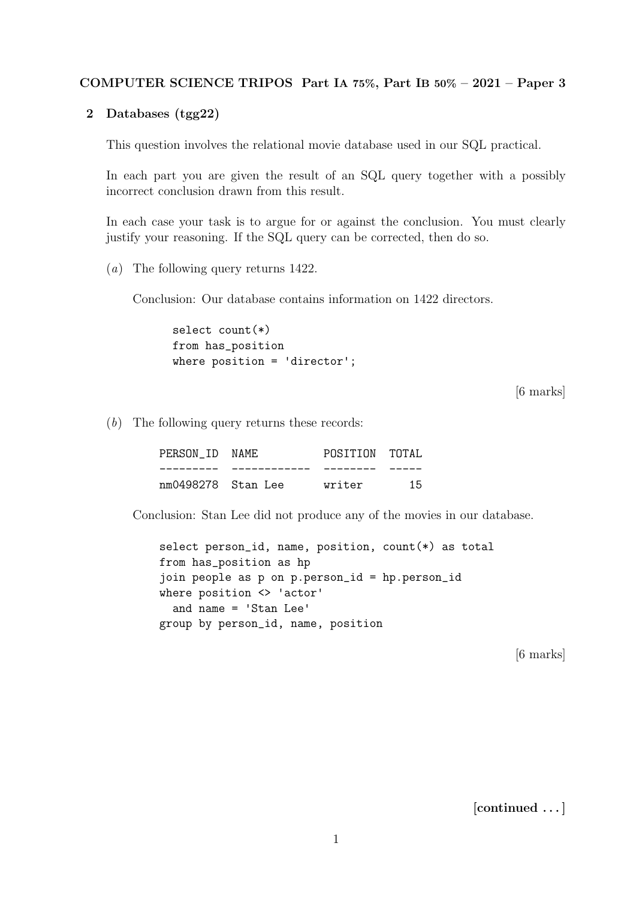**COMPUTER SCIENCE TRIPOS Part IA 75%, Part IB 50% – 2021 – Paper 3**

## 2 Databases (tgg22)

This question involves the relational movie database used in our SQL practical.

In each part you are given the result of an SQL query together with a possibly incorrect conclusion drawn from this result.

In each case your task is to argue for or against the conclusion. You must clearly justify your reasoning. If the SQL query can be corrected, then do so.

(*a*) The following query returns 1422.

Conclusion: Our database contains information on 1422 directors.

```
select count(*)
from has_position
where position = 'director';
```

[6 marks]

(*b*) The following query returns these records:

```
PERSON_ID  NAME          POSITION  TOTAL
---------  ------------  --------  -----
nm0498278  Stan Lee      writer       15
```

Conclusion: Stan Lee did not produce any of the movies in our database.

```
select person_id, name, position, count(*) as total
from has_position as hp
join people as p on p.person_id = hp.person_id
where position <> 'actor'
  and name = 'Stan Lee'
group by person_id, name, position
```

[6 marks]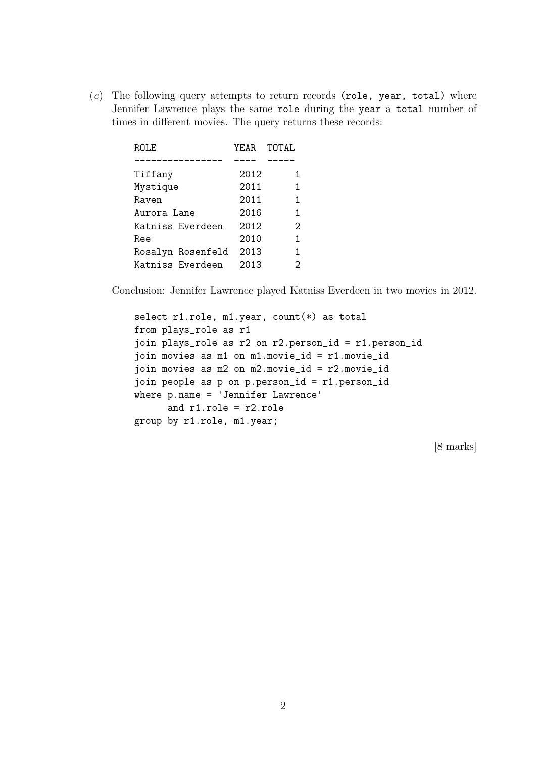(*c*) The following query attempts to return records (role, year, total) where Jennifer Lawrence plays the same role during the year a total number of times in different movies. The query returns these records:

```
ROLE               YEAR  TOTAL
----------------   ----  -----
Tiffany            2012      1
Mystique           2011      1
Raven              2011      1
Aurora Lane        2016      1
Katniss Everdeen   2012      2
Ree                2010      1
Rosalyn Rosenfeld  2013      1
Katniss Everdeen   2013      2
```

Conclusion: Jennifer Lawrence played Katniss Everdeen in two movies in 2012.

```
select r1.role, m1.year, count(*) as total
from plays_role as r1
join plays_role as r2 on r2.person_id = r1.person_id
join movies as m1 on m1.movie_id = r1.movie_id
join movies as m2 on m2.movie_id = r2.movie_id
join people as p on p.person_id = r1.person_id
where p.name = 'Jennifer Lawrence'
      and r1.role = r2.role
group by r1.role, m1.year;
```

[8 marks]